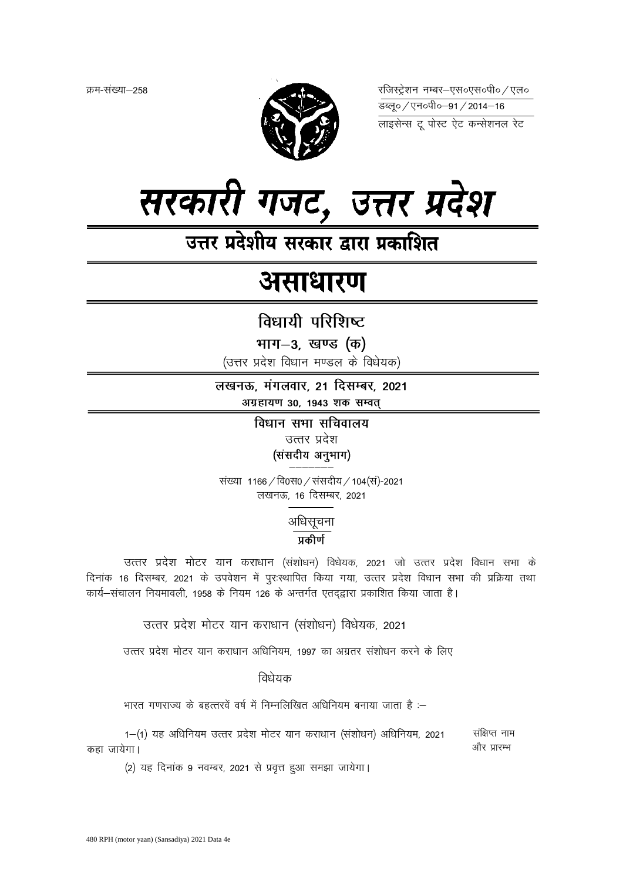क्रम-संख्या–258

रजिस्ट्रेशन नम्बर–एस०एस०पी० / एल०
डब्लू० / एन०पी०–91 / 2014–16
लाइसेन्स टू पोस्ट ऐट कन्सेशनल रेट

# सरकारी गजट, उत्तर प्रदेश

## उत्तर प्रदेशीय सरकार द्वारा प्रकाशित

# असाधारण

## विधायी परिशिष्ट

### भाग–3, खण्ड (क)

(उत्तर प्रदेश विधान मण्डल के विधेयक)

**लखनऊ, मंगलवार, 21 दिसम्बर, 2021**

**अग्रहायण 30, 1943 शक सम्वत्**

**विधान सभा सचिवालय**

उत्तर प्रदेश

**(संसदीय अनुभाग)**

संख्या 1166 / वि0स0 / संसदीय / 104(सं)-2021

लखनऊ, 16 दिसम्बर, 2021

अधिसूचना

**प्रकीर्ण**

उत्तर प्रदेश मोटर यान कराधान (संशोधन) विधेयक, 2021 जो उत्तर प्रदेश विधान सभा के दिनांक 16 दिसम्बर, 2021 के उपवेशन में पुरःस्थापित किया गया, उत्तर प्रदेश विधान सभा की प्रक्रिया तथा कार्य–संचालन नियमावली, 1958 के नियम 126 के अन्तर्गत एतद्द्वारा प्रकाशित किया जाता है।

उत्तर प्रदेश मोटर यान कराधान (संशोधन) विधेयक, 2021

उत्तर प्रदेश मोटर यान कराधान अधिनियम, 1997 का अग्रतर संशोधन करने के लिए

विधेयक

भारत गणराज्य के बहत्तरवें वर्ष में निम्नलिखित अधिनियम बनाया जाता है :–

संक्षिप्त नाम और प्रारम्भ

1–(1) यह अधिनियम उत्तर प्रदेश मोटर यान कराधान (संशोधन) अधिनियम, 2021 कहा जायेगा।

(2) यह दिनांक 9 नवम्बर, 2021 से प्रवृत्त हुआ समझा जायेगा।

480 RPH (motor yaan) (Sansadiya) 2021 Data 4e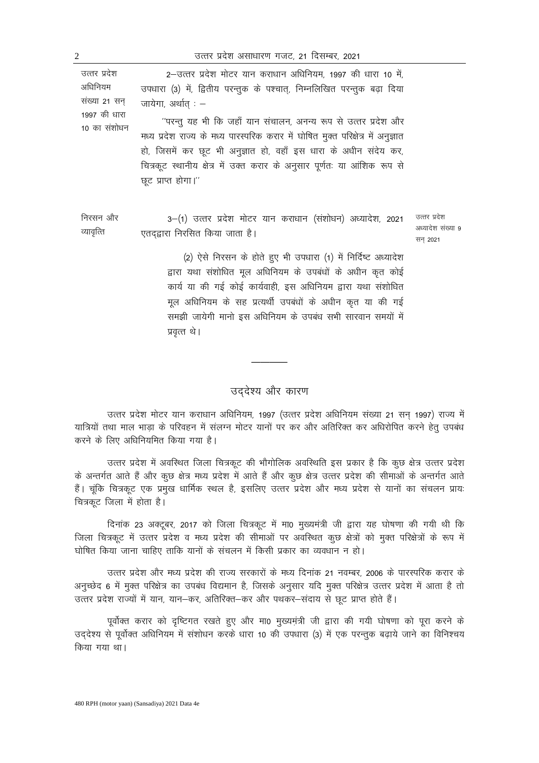उत्तर प्रदेश अधिनियम संख्या 21 सन् 1997 की धारा 10 का संशोधन

2–उत्तर प्रदेश मोटर यान कराधान अधिनियम, 1997 की धारा 10 में, उपधारा (3) में, द्वितीय परन्तुक के पश्चात्, निम्नलिखित परन्तुक बढ़ा दिया जायेगा, अर्थात् :–

''परन्तु यह भी कि जहाँ यान संचालन, अनन्य रूप से उत्तर प्रदेश और मध्य प्रदेश राज्य के मध्य पारस्परिक करार में घोषित मुक्त परिक्षेत्र में अनुज्ञात हो, जिसमें कर छूट भी अनुज्ञात हो, वहाँ इस धारा के अधीन संदेय कर, चित्रकूट स्थानीय क्षेत्र में उक्त करार के अनुसार पूर्णतः या आंशिक रूप से छूट प्राप्त होगा।''

निरसन और व्यावृत्ति

उत्तर प्रदेश अध्यादेश संख्या 9 सन् 2021

3–(1) उत्तर प्रदेश मोटर यान कराधान (संशोधन) अध्यादेश, 2021 एतद्द्वारा निरसित किया जाता है।

(2) ऐसे निरसन के होते हुए भी उपधारा (1) में निर्दिष्ट अध्यादेश द्वारा यथा संशोधित मूल अधिनियम के उपबंधों के अधीन कृत कोई कार्य या की गई कोई कार्यवाही, इस अधिनियम द्वारा यथा संशोधित मूल अधिनियम के सह प्रत्यर्थी उपबंधों के अधीन कृत या की गई समझी जायेगी मानो इस अधिनियम के उपबंध सभी सारवान समयों में प्रवृत्त थे।

---

## उद्देश्य और कारण

उत्तर प्रदेश मोटर यान कराधान अधिनियम, 1997 (उत्तर प्रदेश अधिनियम संख्या 21 सन् 1997) राज्य में यात्रियों तथा माल भाड़ा के परिवहन में संलग्न मोटर यानों पर कर और अतिरिक्त कर अधिरोपित करने हेतु उपबंध करने के लिए अधिनियमित किया गया है।

उत्तर प्रदेश में अवस्थित जिला चित्रकूट की भौगोलिक अवस्थिति इस प्रकार है कि कुछ क्षेत्र उत्तर प्रदेश के अन्तर्गत आते हैं और कुछ क्षेत्र मध्य प्रदेश में आते हैं और कुछ क्षेत्र उत्तर प्रदेश की सीमाओं के अन्तर्गत आते हैं। चूंकि चित्रकूट एक प्रमुख धार्मिक स्थल है, इसलिए उत्तर प्रदेश और मध्य प्रदेश से यानों का संचलन प्रायः चित्रकूट जिला में होता है।

दिनांक 23 अक्टूबर, 2017 को जिला चित्रकूट में मा0 मुख्यमंत्री जी द्वारा यह घोषणा की गयी थी कि जिला चित्रकूट में उत्तर प्रदेश व मध्य प्रदेश की सीमाओं पर अवस्थित कुछ क्षेत्रों को मुक्त परिक्षेत्रों के रूप में घोषित किया जाना चाहिए ताकि यानों के संचलन में किसी प्रकार का व्यवधान न हो।

उत्तर प्रदेश और मध्य प्रदेश की राज्य सरकारों के मध्य दिनांक 21 नवम्बर, 2006 के पारस्परिक करार के अनुच्छेद 6 में मुक्त परिक्षेत्र का उपबंध विद्यमान है, जिसके अनुसार यदि मुक्त परिक्षेत्र उत्तर प्रदेश में आता है तो उत्तर प्रदेश राज्यों में यान, यान–कर, अतिरिक्त–कर और पथकर–संदाय से छूट प्राप्त होते हैं।

पूर्वोक्त करार को दृष्टिगत रखते हुए और मा0 मुख्यमंत्री जी द्वारा की गयी घोषणा को पूरा करने के उद्देश्य से पूर्वोक्त अधिनियम में संशोधन करके धारा 10 की उपधारा (3) में एक परन्तुक बढ़ाये जाने का विनिश्चय किया गया था।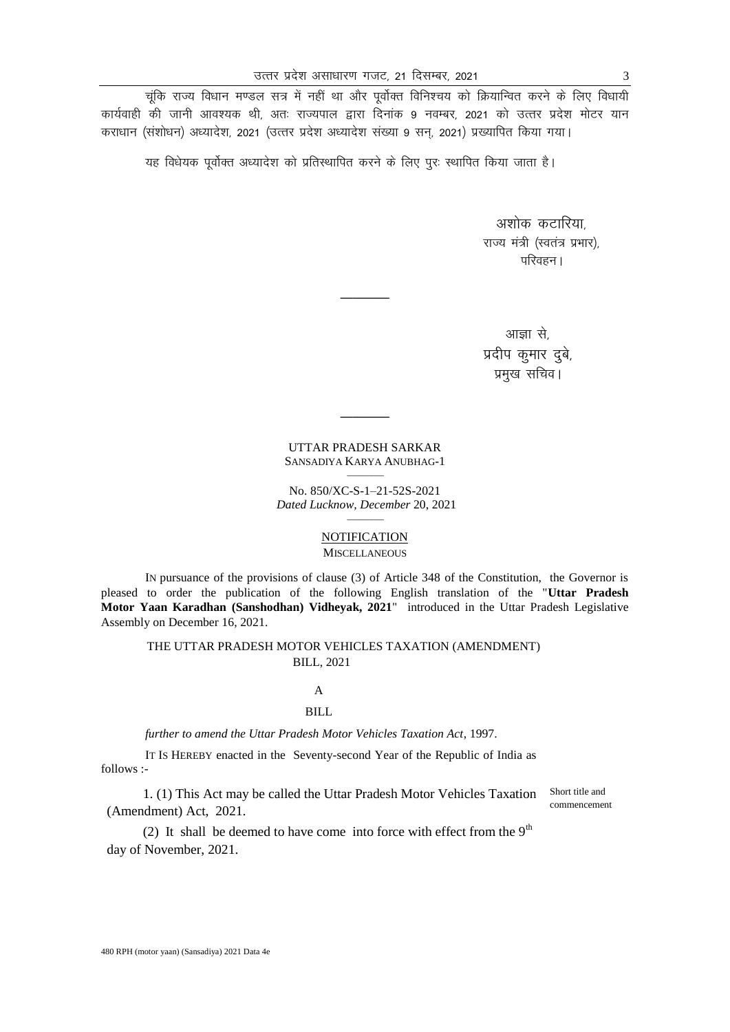चूंकि राज्य विधान मण्डल सत्र में नहीं था और पूर्वोक्त विनिश्चय को क्रियान्वित करने के लिए विधायी कार्यवाही की जानी आवश्यक थी, अतः राज्यपाल द्वारा दिनांक 9 नवम्बर, 2021 को उत्तर प्रदेश मोटर यान कराधान (संशोधन) अध्यादेश, 2021 (उत्तर प्रदेश अध्यादेश संख्या 9 सन्, 2021) प्रख्यापित किया गया।

यह विधेयक पूर्वोक्त अध्यादेश को प्रतिस्थापित करने के लिए पुरः स्थापित किया जाता है।

अशोक कटारिया,
राज्य मंत्री (स्वतंत्र प्रभार),
परिवहन।

---

आज्ञा से,
प्रदीप कुमार दुबे,
प्रमुख सचिव।

---

UTTAR PRADESH SARKAR
SANSADIYA KARYA ANUBHAG-1

No. 850/XC-S-1–21-52S-2021
*Dated Lucknow, December* 20, 2021

NOTIFICATION
MISCELLANEOUS

IN pursuance of the provisions of clause (3) of Article 348 of the Constitution, the Governor is pleased to order the publication of the following English translation of the "**Uttar Pradesh Motor Yaan Karadhan (Sanshodhan) Vidheyak, 2021**" introduced in the Uttar Pradesh Legislative Assembly on December 16, 2021.

THE UTTAR PRADESH MOTOR VEHICLES TAXATION (AMENDMENT) BILL, 2021

A

BILL

*further to amend the Uttar Pradesh Motor Vehicles Taxation Act*, 1997.

IT IS HEREBY enacted in the Seventy-second Year of the Republic of India as follows :-

Short title and commencement

1. (1) This Act may be called the Uttar Pradesh Motor Vehicles Taxation (Amendment) Act, 2021.

(2) It shall be deemed to have come into force with effect from the 9th day of November, 2021.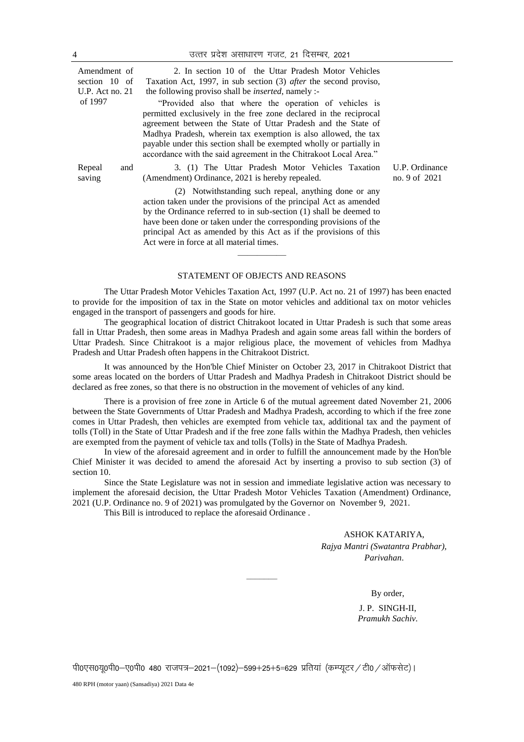Amendment of section 10 of U.P. Act no. 21 of 1997

2. In section 10 of the Uttar Pradesh Motor Vehicles Taxation Act, 1997, in sub section (3) *after* the second proviso, the following proviso shall be *inserted*, namely :-

"Provided also that where the operation of vehicles is permitted exclusively in the free zone declared in the reciprocal agreement between the State of Uttar Pradesh and the State of Madhya Pradesh, wherein tax exemption is also allowed, the tax payable under this section shall be exempted wholly or partially in accordance with the said agreement in the Chitrakoot Local Area."

Repeal and saving

U.P. Ordinance no. 9 of 2021

3. (1) The Uttar Pradesh Motor Vehicles Taxation (Amendment) Ordinance, 2021 is hereby repealed.

(2) Notwithstanding such repeal, anything done or any action taken under the provisions of the principal Act as amended by the Ordinance referred to in sub-section (1) shall be deemed to have been done or taken under the corresponding provisions of the principal Act as amended by this Act as if the provisions of this Act were in force at all material times.

---

## STATEMENT OF OBJECTS AND REASONS

The Uttar Pradesh Motor Vehicles Taxation Act, 1997 (U.P. Act no. 21 of 1997) has been enacted to provide for the imposition of tax in the State on motor vehicles and additional tax on motor vehicles engaged in the transport of passengers and goods for hire.

The geographical location of district Chitrakoot located in Uttar Pradesh is such that some areas fall in Uttar Pradesh, then some areas in Madhya Pradesh and again some areas fall within the borders of Uttar Pradesh. Since Chitrakoot is a major religious place, the movement of vehicles from Madhya Pradesh and Uttar Pradesh often happens in the Chitrakoot District.

It was announced by the Hon'ble Chief Minister on October 23, 2017 in Chitrakoot District that some areas located on the borders of Uttar Pradesh and Madhya Pradesh in Chitrakoot District should be declared as free zones, so that there is no obstruction in the movement of vehicles of any kind.

There is a provision of free zone in Article 6 of the mutual agreement dated November 21, 2006 between the State Governments of Uttar Pradesh and Madhya Pradesh, according to which if the free zone comes in Uttar Pradesh, then vehicles are exempted from vehicle tax, additional tax and the payment of tolls (Toll) in the State of Uttar Pradesh and if the free zone falls within the Madhya Pradesh, then vehicles are exempted from the payment of vehicle tax and tolls (Tolls) in the State of Madhya Pradesh.

In view of the aforesaid agreement and in order to fulfill the announcement made by the Hon'ble Chief Minister it was decided to amend the aforesaid Act by inserting a proviso to sub section (3) of section 10.

Since the State Legislature was not in session and immediate legislative action was necessary to implement the aforesaid decision, the Uttar Pradesh Motor Vehicles Taxation (Amendment) Ordinance, 2021 (U.P. Ordinance no. 9 of 2021) was promulgated by the Governor on November 9, 2021.

This Bill is introduced to replace the aforesaid Ordinance .

ASHOK KATARIYA,  
*Rajya Mantri (Swatantra Prabhar),*  
*Parivahan*.

---

By order,

J. P. SINGH-II,  
*Pramukh Sachiv.*

पी0एस0यू0पी0–ए0पी0 480 राजपत्र–2021–(1092)–599+25+5=629 प्रतियां (कम्प्यूटर / टी0 / ऑफसेट)।

480 RPH (motor yaan) (Sansadiya) 2021 Data 4e